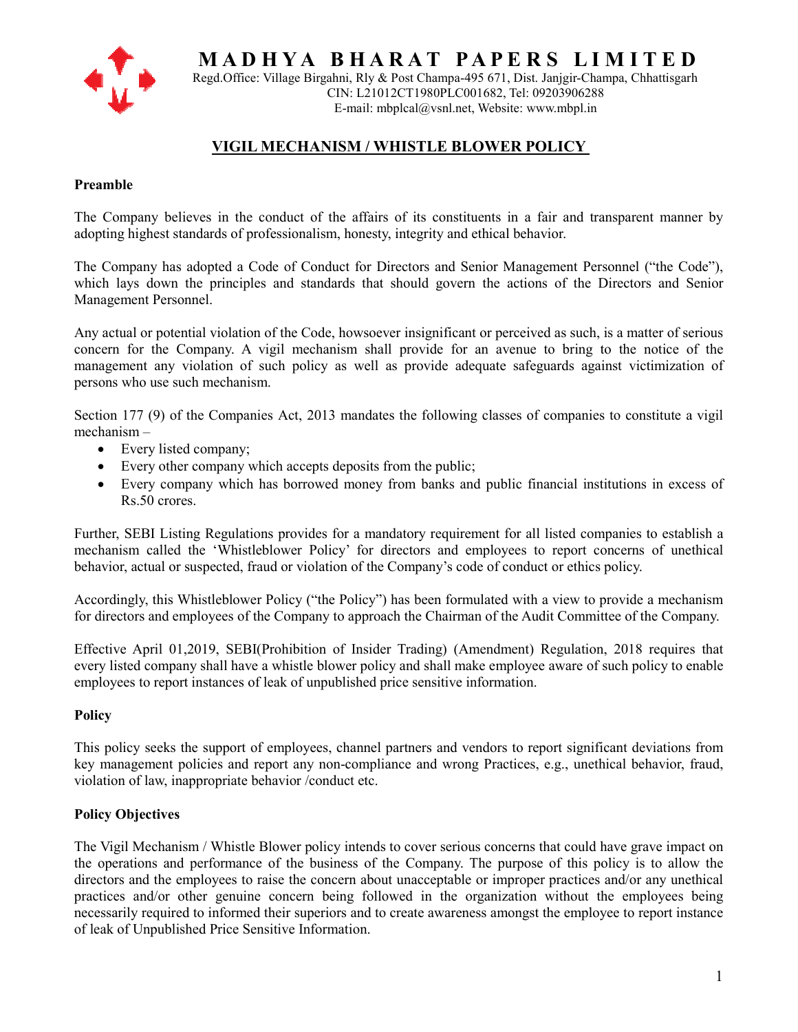# MADHYA BHARAT PAPERS LIMITED

Regd.Office: Village Birgahni, Rly & Post Champa-495 671, Dist. Janjgir-Champa, Chhattisgarh
CIN: L21012CT1980PLC001682, Tel: 09203906288
E-mail: mbplcal@vsnl.net, Website: www.mbpl.in

## VIGIL MECHANISM / WHISTLE BLOWER POLICY

### Preamble

The Company believes in the conduct of the affairs of its constituents in a fair and transparent manner by adopting highest standards of professionalism, honesty, integrity and ethical behavior.

The Company has adopted a Code of Conduct for Directors and Senior Management Personnel ("the Code"), which lays down the principles and standards that should govern the actions of the Directors and Senior Management Personnel.

Any actual or potential violation of the Code, howsoever insignificant or perceived as such, is a matter of serious concern for the Company. A vigil mechanism shall provide for an avenue to bring to the notice of the management any violation of such policy as well as provide adequate safeguards against victimization of persons who use such mechanism.

Section 177 (9) of the Companies Act, 2013 mandates the following classes of companies to constitute a vigil mechanism –

- Every listed company;
- Every other company which accepts deposits from the public;
- Every company which has borrowed money from banks and public financial institutions in excess of Rs.50 crores.

Further, SEBI Listing Regulations provides for a mandatory requirement for all listed companies to establish a mechanism called the 'Whistleblower Policy' for directors and employees to report concerns of unethical behavior, actual or suspected, fraud or violation of the Company's code of conduct or ethics policy.

Accordingly, this Whistleblower Policy ("the Policy") has been formulated with a view to provide a mechanism for directors and employees of the Company to approach the Chairman of the Audit Committee of the Company.

Effective April 01,2019, SEBI(Prohibition of Insider Trading) (Amendment) Regulation, 2018 requires that every listed company shall have a whistle blower policy and shall make employee aware of such policy to enable employees to report instances of leak of unpublished price sensitive information.

### Policy

This policy seeks the support of employees, channel partners and vendors to report significant deviations from key management policies and report any non-compliance and wrong Practices, e.g., unethical behavior, fraud, violation of law, inappropriate behavior /conduct etc.

### Policy Objectives

The Vigil Mechanism / Whistle Blower policy intends to cover serious concerns that could have grave impact on the operations and performance of the business of the Company. The purpose of this policy is to allow the directors and the employees to raise the concern about unacceptable or improper practices and/or any unethical practices and/or other genuine concern being followed in the organization without the employees being necessarily required to informed their superiors and to create awareness amongst the employee to report instance of leak of Unpublished Price Sensitive Information.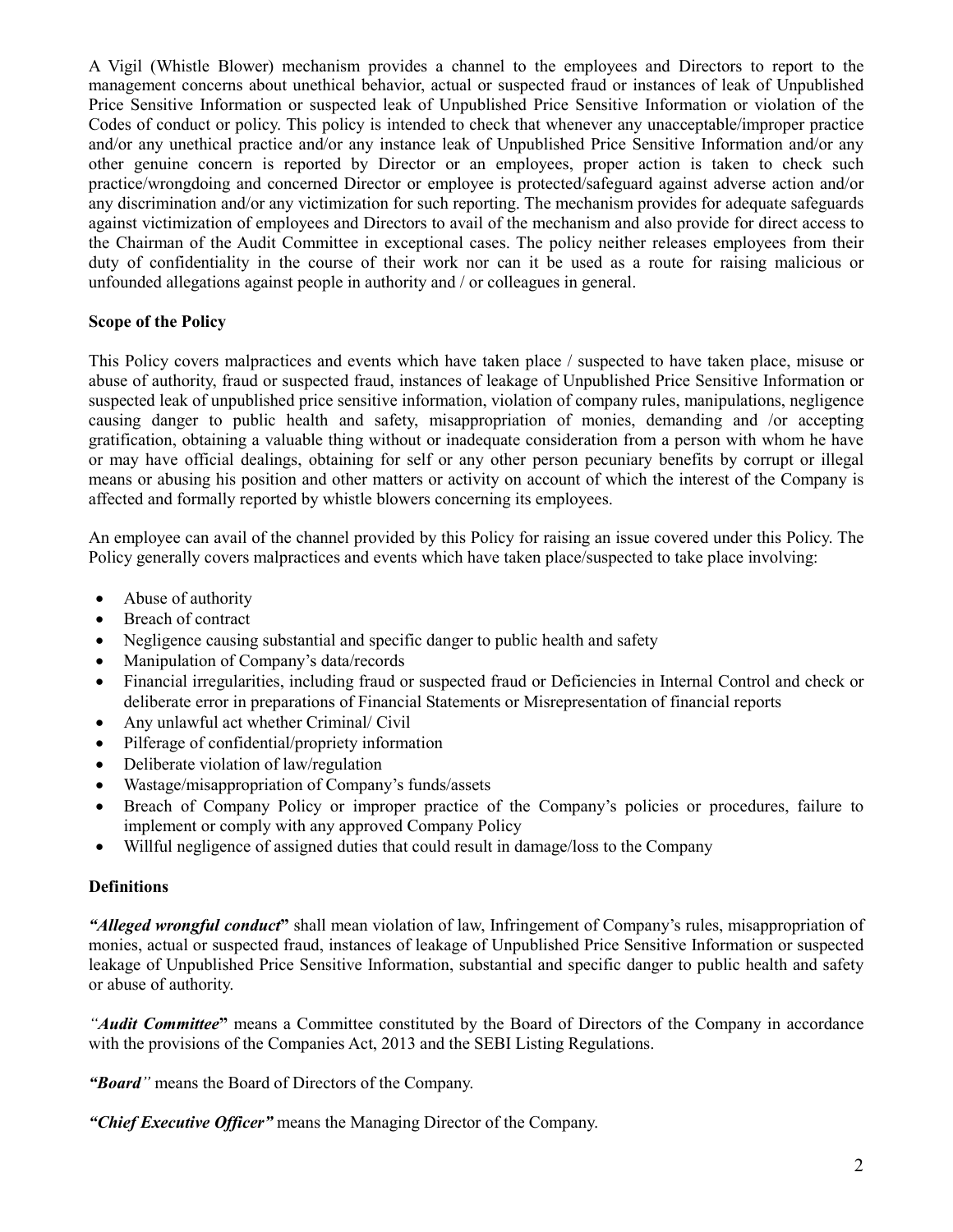A Vigil (Whistle Blower) mechanism provides a channel to the employees and Directors to report to the management concerns about unethical behavior, actual or suspected fraud or instances of leak of Unpublished Price Sensitive Information or suspected leak of Unpublished Price Sensitive Information or violation of the Codes of conduct or policy. This policy is intended to check that whenever any unacceptable/improper practice and/or any unethical practice and/or any instance leak of Unpublished Price Sensitive Information and/or any other genuine concern is reported by Director or an employees, proper action is taken to check such practice/wrongdoing and concerned Director or employee is protected/safeguard against adverse action and/or any discrimination and/or any victimization for such reporting. The mechanism provides for adequate safeguards against victimization of employees and Directors to avail of the mechanism and also provide for direct access to the Chairman of the Audit Committee in exceptional cases. The policy neither releases employees from their duty of confidentiality in the course of their work nor can it be used as a route for raising malicious or unfounded allegations against people in authority and / or colleagues in general.

**Scope of the Policy**

This Policy covers malpractices and events which have taken place / suspected to have taken place, misuse or abuse of authority, fraud or suspected fraud, instances of leakage of Unpublished Price Sensitive Information or suspected leak of unpublished price sensitive information, violation of company rules, manipulations, negligence causing danger to public health and safety, misappropriation of monies, demanding and /or accepting gratification, obtaining a valuable thing without or inadequate consideration from a person with whom he have or may have official dealings, obtaining for self or any other person pecuniary benefits by corrupt or illegal means or abusing his position and other matters or activity on account of which the interest of the Company is affected and formally reported by whistle blowers concerning its employees.

An employee can avail of the channel provided by this Policy for raising an issue covered under this Policy. The Policy generally covers malpractices and events which have taken place/suspected to take place involving:

- Abuse of authority
- Breach of contract
- Negligence causing substantial and specific danger to public health and safety
- Manipulation of Company's data/records
- Financial irregularities, including fraud or suspected fraud or Deficiencies in Internal Control and check or deliberate error in preparations of Financial Statements or Misrepresentation of financial reports
- Any unlawful act whether Criminal/ Civil
- Pilferage of confidential/propriety information
- Deliberate violation of law/regulation
- Wastage/misappropriation of Company's funds/assets
- Breach of Company Policy or improper practice of the Company's policies or procedures, failure to implement or comply with any approved Company Policy
- Willful negligence of assigned duties that could result in damage/loss to the Company

**Definitions**

***"Alleged wrongful conduct*"** shall mean violation of law, Infringement of Company's rules, misappropriation of monies, actual or suspected fraud, instances of leakage of Unpublished Price Sensitive Information or suspected leakage of Unpublished Price Sensitive Information, substantial and specific danger to public health and safety or abuse of authority.

*"**Audit Committee***" means a Committee constituted by the Board of Directors of the Company in accordance with the provisions of the Companies Act, 2013 and the SEBI Listing Regulations.

***"Board"*** means the Board of Directors of the Company.

***"Chief Executive Officer"*** means the Managing Director of the Company.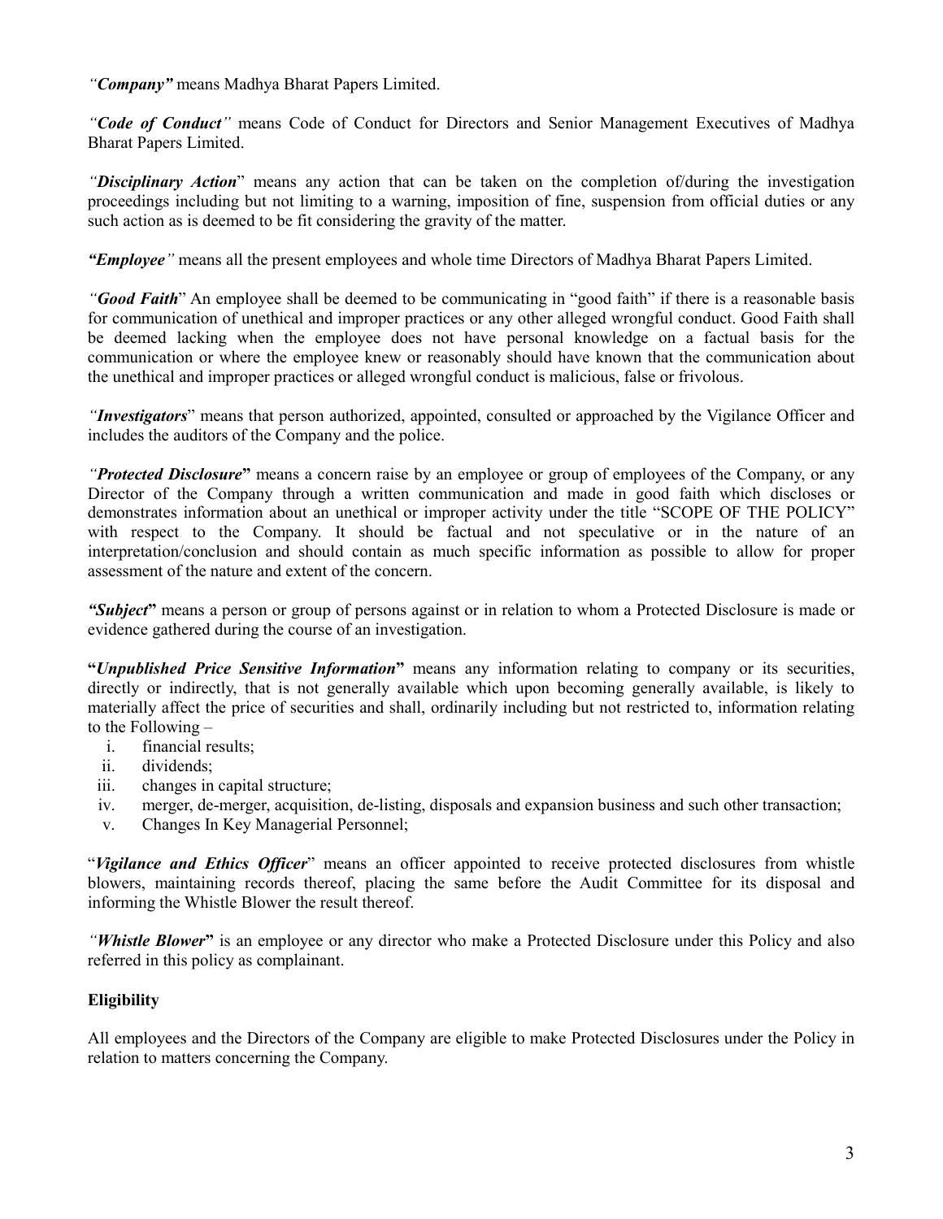*"Company"* means Madhya Bharat Papers Limited.

*"Code of Conduct"* means Code of Conduct for Directors and Senior Management Executives of Madhya Bharat Papers Limited.

*"Disciplinary Action*" means any action that can be taken on the completion of/during the investigation proceedings including but not limiting to a warning, imposition of fine, suspension from official duties or any such action as is deemed to be fit considering the gravity of the matter.

***"Employee"*** means all the present employees and whole time Directors of Madhya Bharat Papers Limited.

*"Good Faith*" An employee shall be deemed to be communicating in "good faith" if there is a reasonable basis for communication of unethical and improper practices or any other alleged wrongful conduct. Good Faith shall be deemed lacking when the employee does not have personal knowledge on a factual basis for the communication or where the employee knew or reasonably should have known that the communication about the unethical and improper practices or alleged wrongful conduct is malicious, false or frivolous.

*"Investigators*" means that person authorized, appointed, consulted or approached by the Vigilance Officer and includes the auditors of the Company and the police.

*"Protected Disclosure***"** means a concern raise by an employee or group of employees of the Company, or any Director of the Company through a written communication and made in good faith which discloses or demonstrates information about an unethical or improper activity under the title "SCOPE OF THE POLICY" with respect to the Company. It should be factual and not speculative or in the nature of an interpretation/conclusion and should contain as much specific information as possible to allow for proper assessment of the nature and extent of the concern.

***"Subject*"** means a person or group of persons against or in relation to whom a Protected Disclosure is made or evidence gathered during the course of an investigation.

**"*Unpublished Price Sensitive Information*"** means any information relating to company or its securities, directly or indirectly, that is not generally available which upon becoming generally available, is likely to materially affect the price of securities and shall, ordinarily including but not restricted to, information relating to the Following –

1. financial results;
2. dividends;
3. changes in capital structure;
4. merger, de-merger, acquisition, de-listing, disposals and expansion business and such other transaction;
5. Changes In Key Managerial Personnel;

"*Vigilance and Ethics Officer*" means an officer appointed to receive protected disclosures from whistle blowers, maintaining records thereof, placing the same before the Audit Committee for its disposal and informing the Whistle Blower the result thereof.

*"Whistle Blower***"** is an employee or any director who make a Protected Disclosure under this Policy and also referred in this policy as complainant.

**Eligibility**

All employees and the Directors of the Company are eligible to make Protected Disclosures under the Policy in relation to matters concerning the Company.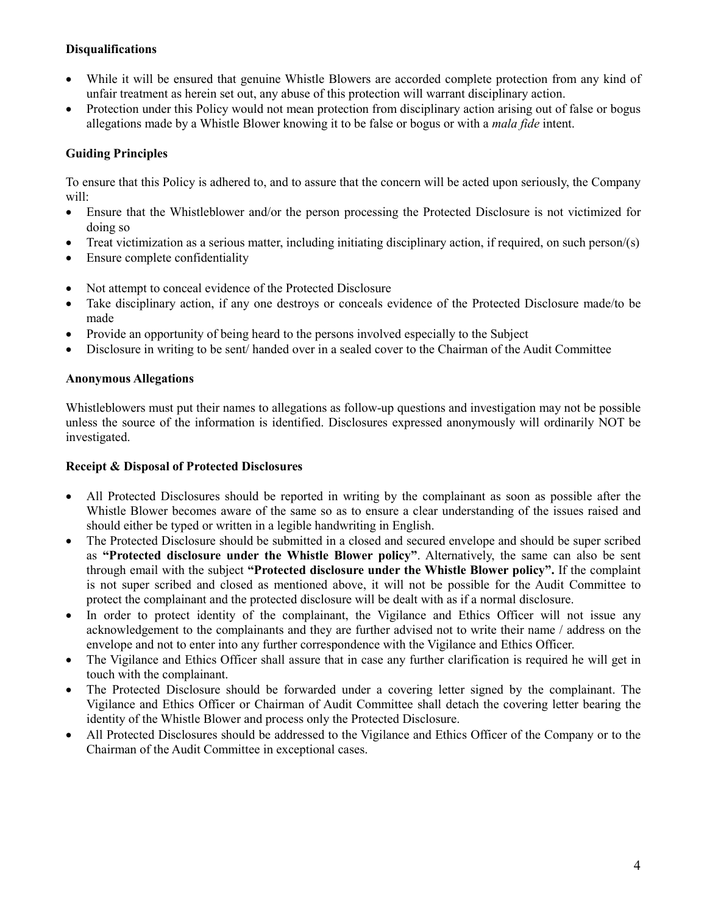### Disqualifications

- While it will be ensured that genuine Whistle Blowers are accorded complete protection from any kind of unfair treatment as herein set out, any abuse of this protection will warrant disciplinary action.
- Protection under this Policy would not mean protection from disciplinary action arising out of false or bogus allegations made by a Whistle Blower knowing it to be false or bogus or with a *mala fide* intent.

### Guiding Principles

To ensure that this Policy is adhered to, and to assure that the concern will be acted upon seriously, the Company will:

- Ensure that the Whistleblower and/or the person processing the Protected Disclosure is not victimized for doing so
- Treat victimization as a serious matter, including initiating disciplinary action, if required, on such person/(s)
- Ensure complete confidentiality
- Not attempt to conceal evidence of the Protected Disclosure
- Take disciplinary action, if any one destroys or conceals evidence of the Protected Disclosure made/to be made
- Provide an opportunity of being heard to the persons involved especially to the Subject
- Disclosure in writing to be sent/ handed over in a sealed cover to the Chairman of the Audit Committee

### Anonymous Allegations

Whistleblowers must put their names to allegations as follow-up questions and investigation may not be possible unless the source of the information is identified. Disclosures expressed anonymously will ordinarily NOT be investigated.

### Receipt & Disposal of Protected Disclosures

- All Protected Disclosures should be reported in writing by the complainant as soon as possible after the Whistle Blower becomes aware of the same so as to ensure a clear understanding of the issues raised and should either be typed or written in a legible handwriting in English.
- The Protected Disclosure should be submitted in a closed and secured envelope and should be super scribed as **"Protected disclosure under the Whistle Blower policy"**. Alternatively, the same can also be sent through email with the subject **"Protected disclosure under the Whistle Blower policy".** If the complaint is not super scribed and closed as mentioned above, it will not be possible for the Audit Committee to protect the complainant and the protected disclosure will be dealt with as if a normal disclosure.
- In order to protect identity of the complainant, the Vigilance and Ethics Officer will not issue any acknowledgement to the complainants and they are further advised not to write their name / address on the envelope and not to enter into any further correspondence with the Vigilance and Ethics Officer.
- The Vigilance and Ethics Officer shall assure that in case any further clarification is required he will get in touch with the complainant.
- The Protected Disclosure should be forwarded under a covering letter signed by the complainant. The Vigilance and Ethics Officer or Chairman of Audit Committee shall detach the covering letter bearing the identity of the Whistle Blower and process only the Protected Disclosure.
- All Protected Disclosures should be addressed to the Vigilance and Ethics Officer of the Company or to the Chairman of the Audit Committee in exceptional cases.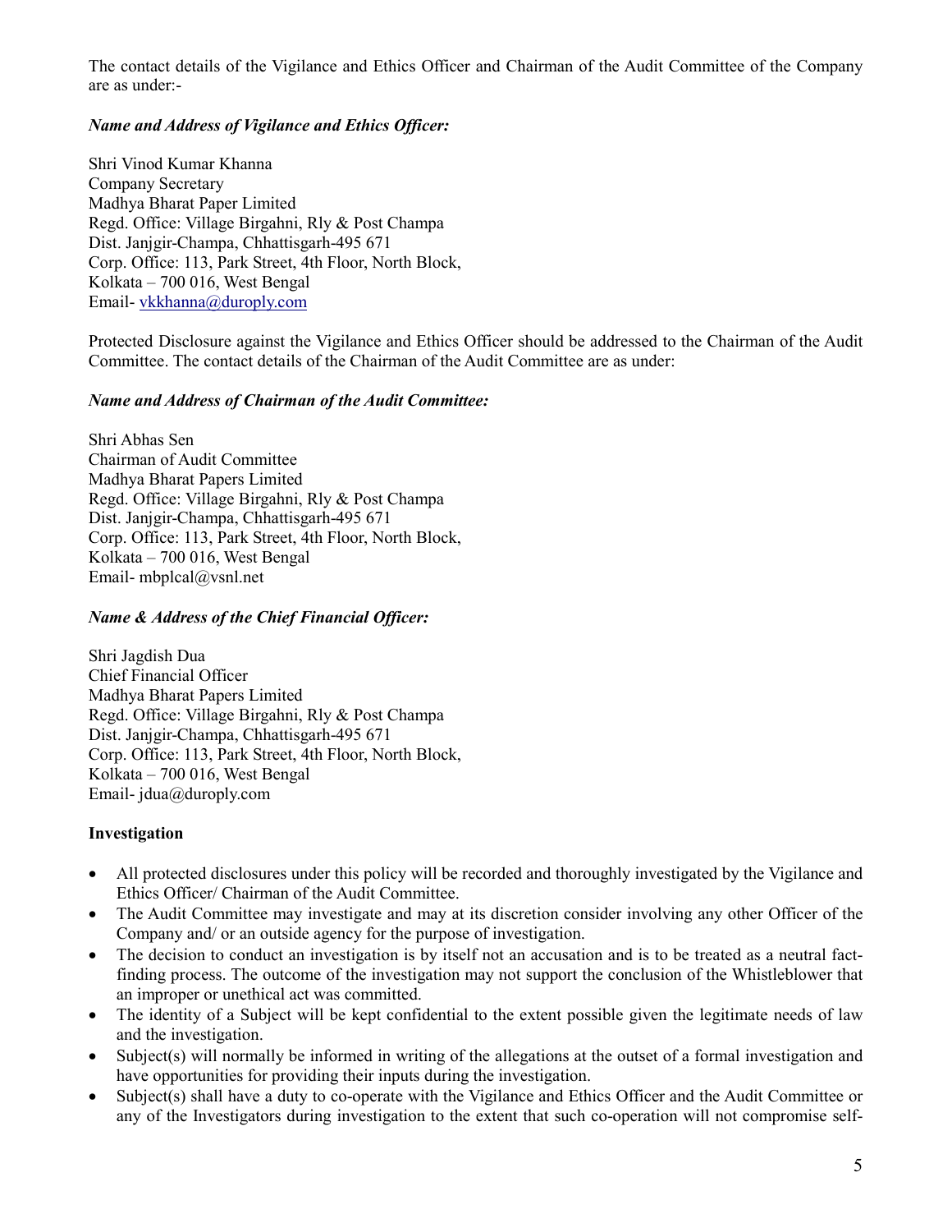The contact details of the Vigilance and Ethics Officer and Chairman of the Audit Committee of the Company are as under:-

***Name and Address of Vigilance and Ethics Officer:***

Shri Vinod Kumar Khanna
Company Secretary
Madhya Bharat Paper Limited
Regd. Office: Village Birgahni, Rly & Post Champa
Dist. Janjgir-Champa, Chhattisgarh-495 671
Corp. Office: 113, Park Street, 4th Floor, North Block,
Kolkata – 700 016, West Bengal
Email- vkkhanna@duroply.com

Protected Disclosure against the Vigilance and Ethics Officer should be addressed to the Chairman of the Audit Committee. The contact details of the Chairman of the Audit Committee are as under:

***Name and Address of Chairman of the Audit Committee:***

Shri Abhas Sen
Chairman of Audit Committee
Madhya Bharat Papers Limited
Regd. Office: Village Birgahni, Rly & Post Champa
Dist. Janjgir-Champa, Chhattisgarh-495 671
Corp. Office: 113, Park Street, 4th Floor, North Block,
Kolkata – 700 016, West Bengal
Email- mbplcal@vsnl.net

***Name & Address of the Chief Financial Officer:***

Shri Jagdish Dua
Chief Financial Officer
Madhya Bharat Papers Limited
Regd. Office: Village Birgahni, Rly & Post Champa
Dist. Janjgir-Champa, Chhattisgarh-495 671
Corp. Office: 113, Park Street, 4th Floor, North Block,
Kolkata – 700 016, West Bengal
Email- jdua@duroply.com

**Investigation**

- All protected disclosures under this policy will be recorded and thoroughly investigated by the Vigilance and Ethics Officer/ Chairman of the Audit Committee.
- The Audit Committee may investigate and may at its discretion consider involving any other Officer of the Company and/ or an outside agency for the purpose of investigation.
- The decision to conduct an investigation is by itself not an accusation and is to be treated as a neutral fact-finding process. The outcome of the investigation may not support the conclusion of the Whistleblower that an improper or unethical act was committed.
- The identity of a Subject will be kept confidential to the extent possible given the legitimate needs of law and the investigation.
- Subject(s) will normally be informed in writing of the allegations at the outset of a formal investigation and have opportunities for providing their inputs during the investigation.
- Subject(s) shall have a duty to co-operate with the Vigilance and Ethics Officer and the Audit Committee or any of the Investigators during investigation to the extent that such co-operation will not compromise self-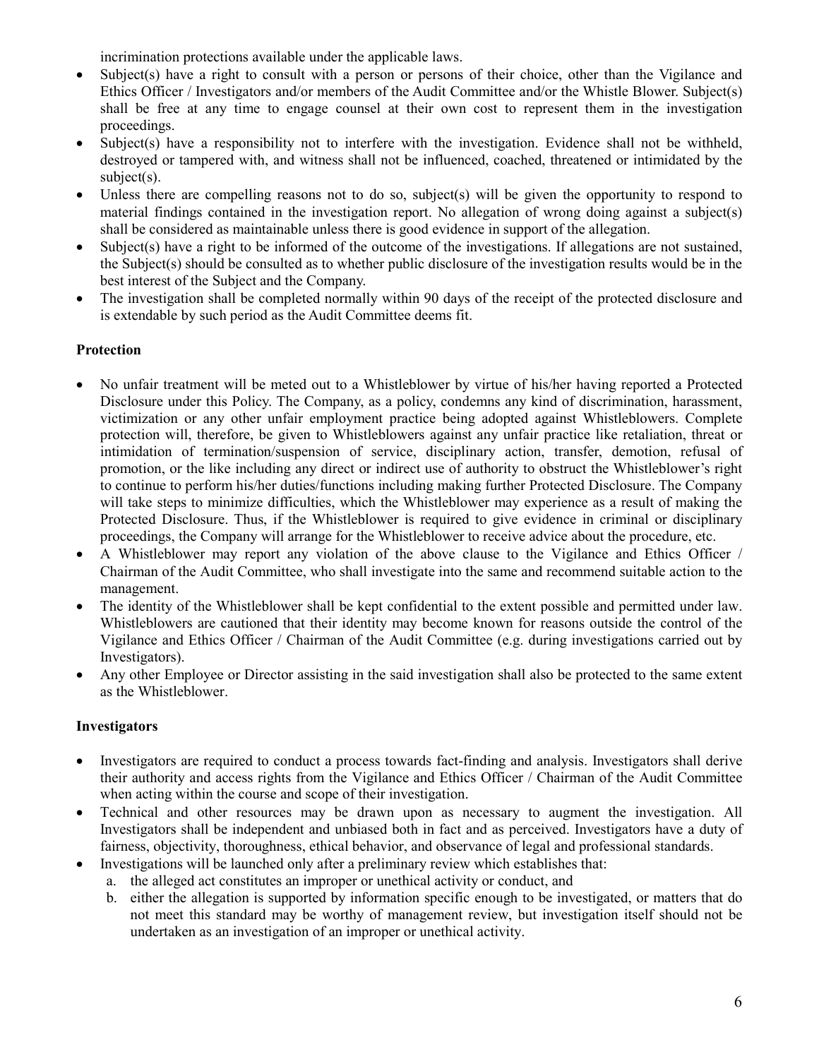incrimination protections available under the applicable laws.

- Subject(s) have a right to consult with a person or persons of their choice, other than the Vigilance and Ethics Officer / Investigators and/or members of the Audit Committee and/or the Whistle Blower. Subject(s) shall be free at any time to engage counsel at their own cost to represent them in the investigation proceedings.
- Subject(s) have a responsibility not to interfere with the investigation. Evidence shall not be withheld, destroyed or tampered with, and witness shall not be influenced, coached, threatened or intimidated by the subject(s).
- Unless there are compelling reasons not to do so, subject(s) will be given the opportunity to respond to material findings contained in the investigation report. No allegation of wrong doing against a subject(s) shall be considered as maintainable unless there is good evidence in support of the allegation.
- Subject(s) have a right to be informed of the outcome of the investigations. If allegations are not sustained, the Subject(s) should be consulted as to whether public disclosure of the investigation results would be in the best interest of the Subject and the Company.
- The investigation shall be completed normally within 90 days of the receipt of the protected disclosure and is extendable by such period as the Audit Committee deems fit.

**Protection**

- No unfair treatment will be meted out to a Whistleblower by virtue of his/her having reported a Protected Disclosure under this Policy. The Company, as a policy, condemns any kind of discrimination, harassment, victimization or any other unfair employment practice being adopted against Whistleblowers. Complete protection will, therefore, be given to Whistleblowers against any unfair practice like retaliation, threat or intimidation of termination/suspension of service, disciplinary action, transfer, demotion, refusal of promotion, or the like including any direct or indirect use of authority to obstruct the Whistleblower's right to continue to perform his/her duties/functions including making further Protected Disclosure. The Company will take steps to minimize difficulties, which the Whistleblower may experience as a result of making the Protected Disclosure. Thus, if the Whistleblower is required to give evidence in criminal or disciplinary proceedings, the Company will arrange for the Whistleblower to receive advice about the procedure, etc.
- A Whistleblower may report any violation of the above clause to the Vigilance and Ethics Officer / Chairman of the Audit Committee, who shall investigate into the same and recommend suitable action to the management.
- The identity of the Whistleblower shall be kept confidential to the extent possible and permitted under law. Whistleblowers are cautioned that their identity may become known for reasons outside the control of the Vigilance and Ethics Officer / Chairman of the Audit Committee (e.g. during investigations carried out by Investigators).
- Any other Employee or Director assisting in the said investigation shall also be protected to the same extent as the Whistleblower.

**Investigators**

- Investigators are required to conduct a process towards fact-finding and analysis. Investigators shall derive their authority and access rights from the Vigilance and Ethics Officer / Chairman of the Audit Committee when acting within the course and scope of their investigation.
- Technical and other resources may be drawn upon as necessary to augment the investigation. All Investigators shall be independent and unbiased both in fact and as perceived. Investigators have a duty of fairness, objectivity, thoroughness, ethical behavior, and observance of legal and professional standards.
- Investigations will be launched only after a preliminary review which establishes that:
  a. the alleged act constitutes an improper or unethical activity or conduct, and
  b. either the allegation is supported by information specific enough to be investigated, or matters that do not meet this standard may be worthy of management review, but investigation itself should not be undertaken as an investigation of an improper or unethical activity.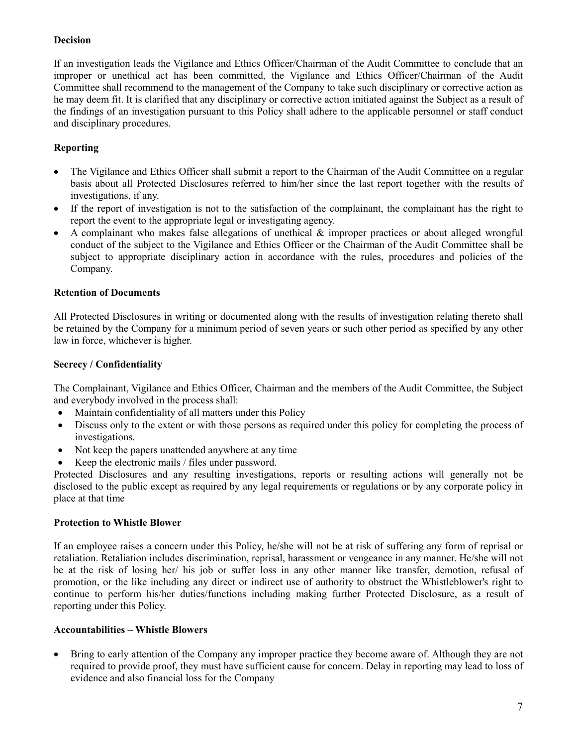**Decision**

If an investigation leads the Vigilance and Ethics Officer/Chairman of the Audit Committee to conclude that an improper or unethical act has been committed, the Vigilance and Ethics Officer/Chairman of the Audit Committee shall recommend to the management of the Company to take such disciplinary or corrective action as he may deem fit. It is clarified that any disciplinary or corrective action initiated against the Subject as a result of the findings of an investigation pursuant to this Policy shall adhere to the applicable personnel or staff conduct and disciplinary procedures.

**Reporting**

- The Vigilance and Ethics Officer shall submit a report to the Chairman of the Audit Committee on a regular basis about all Protected Disclosures referred to him/her since the last report together with the results of investigations, if any.
- If the report of investigation is not to the satisfaction of the complainant, the complainant has the right to report the event to the appropriate legal or investigating agency.
- A complainant who makes false allegations of unethical & improper practices or about alleged wrongful conduct of the subject to the Vigilance and Ethics Officer or the Chairman of the Audit Committee shall be subject to appropriate disciplinary action in accordance with the rules, procedures and policies of the Company.

**Retention of Documents**

All Protected Disclosures in writing or documented along with the results of investigation relating thereto shall be retained by the Company for a minimum period of seven years or such other period as specified by any other law in force, whichever is higher.

**Secrecy / Confidentiality**

The Complainant, Vigilance and Ethics Officer, Chairman and the members of the Audit Committee, the Subject and everybody involved in the process shall:

- Maintain confidentiality of all matters under this Policy
- Discuss only to the extent or with those persons as required under this policy for completing the process of investigations.
- Not keep the papers unattended anywhere at any time
- Keep the electronic mails / files under password.

Protected Disclosures and any resulting investigations, reports or resulting actions will generally not be disclosed to the public except as required by any legal requirements or regulations or by any corporate policy in place at that time

**Protection to Whistle Blower**

If an employee raises a concern under this Policy, he/she will not be at risk of suffering any form of reprisal or retaliation. Retaliation includes discrimination, reprisal, harassment or vengeance in any manner. He/she will not be at the risk of losing her/ his job or suffer loss in any other manner like transfer, demotion, refusal of promotion, or the like including any direct or indirect use of authority to obstruct the Whistleblower's right to continue to perform his/her duties/functions including making further Protected Disclosure, as a result of reporting under this Policy.

**Accountabilities – Whistle Blowers**

- Bring to early attention of the Company any improper practice they become aware of. Although they are not required to provide proof, they must have sufficient cause for concern. Delay in reporting may lead to loss of evidence and also financial loss for the Company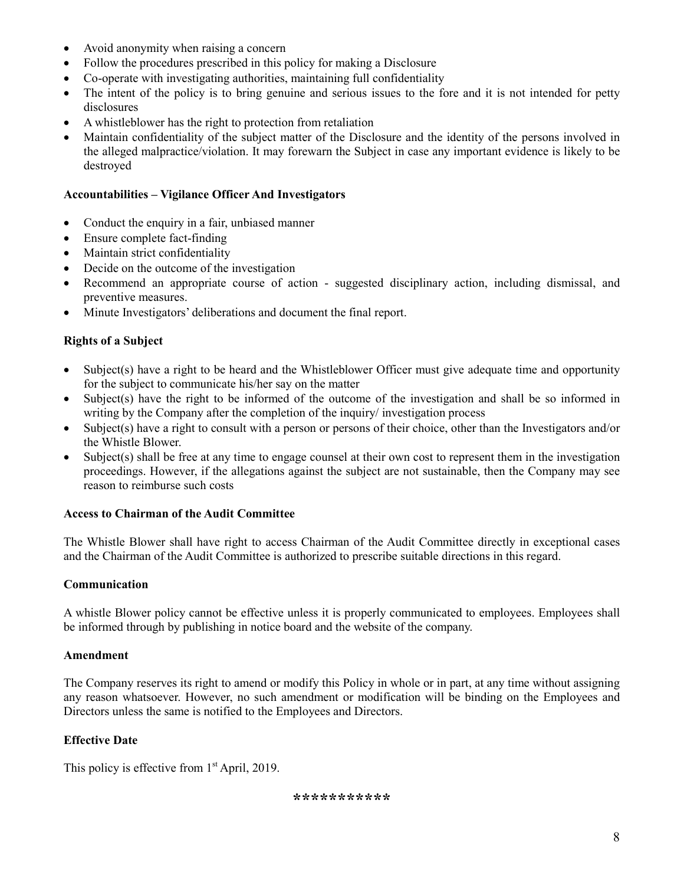- Avoid anonymity when raising a concern
- Follow the procedures prescribed in this policy for making a Disclosure
- Co-operate with investigating authorities, maintaining full confidentiality
- The intent of the policy is to bring genuine and serious issues to the fore and it is not intended for petty disclosures
- A whistleblower has the right to protection from retaliation
- Maintain confidentiality of the subject matter of the Disclosure and the identity of the persons involved in the alleged malpractice/violation. It may forewarn the Subject in case any important evidence is likely to be destroyed

**Accountabilities – Vigilance Officer And Investigators**

- Conduct the enquiry in a fair, unbiased manner
- Ensure complete fact-finding
- Maintain strict confidentiality
- Decide on the outcome of the investigation
- Recommend an appropriate course of action - suggested disciplinary action, including dismissal, and preventive measures.
- Minute Investigators' deliberations and document the final report.

**Rights of a Subject**

- Subject(s) have a right to be heard and the Whistleblower Officer must give adequate time and opportunity for the subject to communicate his/her say on the matter
- Subject(s) have the right to be informed of the outcome of the investigation and shall be so informed in writing by the Company after the completion of the inquiry/ investigation process
- Subject(s) have a right to consult with a person or persons of their choice, other than the Investigators and/or the Whistle Blower.
- Subject(s) shall be free at any time to engage counsel at their own cost to represent them in the investigation proceedings. However, if the allegations against the subject are not sustainable, then the Company may see reason to reimburse such costs

**Access to Chairman of the Audit Committee**

The Whistle Blower shall have right to access Chairman of the Audit Committee directly in exceptional cases and the Chairman of the Audit Committee is authorized to prescribe suitable directions in this regard.

**Communication**

A whistle Blower policy cannot be effective unless it is properly communicated to employees. Employees shall be informed through by publishing in notice board and the website of the company.

**Amendment**

The Company reserves its right to amend or modify this Policy in whole or in part, at any time without assigning any reason whatsoever. However, no such amendment or modification will be binding on the Employees and Directors unless the same is notified to the Employees and Directors.

**Effective Date**

This policy is effective from 1st April, 2019.

***********